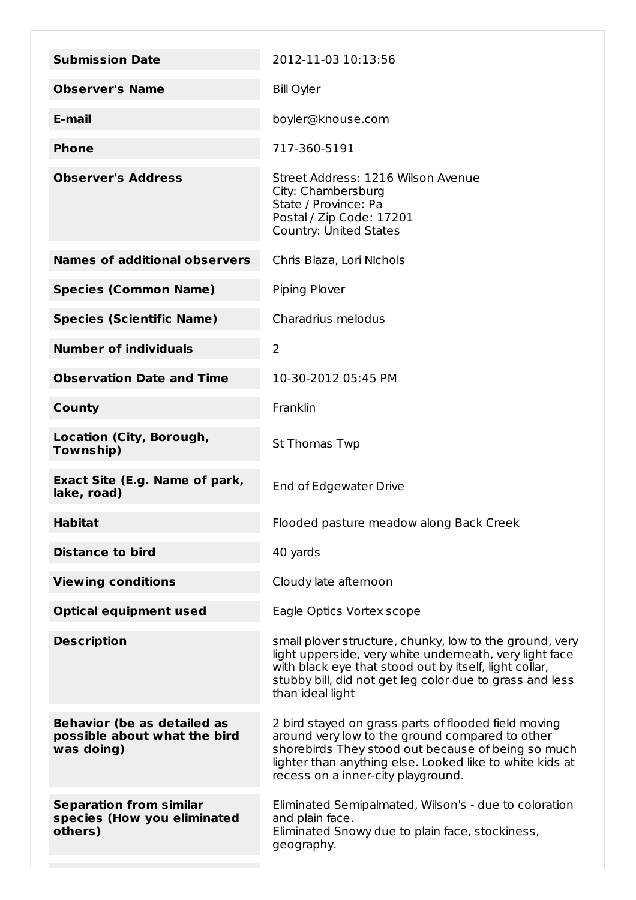| | |
|---|---|
| **Submission Date** | 2012-11-03 10:13:56 |
| **Observer's Name** | Bill Oyler |
| **E-mail** | boyler@knouse.com |
| **Phone** | 717-360-5191 |
| **Observer's Address** | Street Address: 1216 Wilson Avenue<br>City: Chambersburg<br>State / Province: Pa<br>Postal / Zip Code: 17201<br>Country: United States |
| **Names of additional observers** | Chris Blaza, Lori NIchols |
| **Species (Common Name)** | Piping Plover |
| **Species (Scientific Name)** | Charadrius melodus |
| **Number of individuals** | 2 |
| **Observation Date and Time** | 10-30-2012 05:45 PM |
| **County** | Franklin |
| **Location (City, Borough, Township)** | St Thomas Twp |
| **Exact Site (E.g. Name of park, lake, road)** | End of Edgewater Drive |
| **Habitat** | Flooded pasture meadow along Back Creek |
| **Distance to bird** | 40 yards |
| **Viewing conditions** | Cloudy late afternoon |
| **Optical equipment used** | Eagle Optics Vortex scope |
| **Description** | small plover structure, chunky, low to the ground, very light upperside, very white underneath, very light face with black eye that stood out by itself, light collar, stubby bill, did not get leg color due to grass and less than ideal light |
| **Behavior (be as detailed as possible about what the bird was doing)** | 2 bird stayed on grass parts of flooded field moving around very low to the ground compared to other shorebirds They stood out because of being so much lighter than anything else. Looked like to white kids at recess on a inner-city playground. |
| **Separation from similar species (How you eliminated others)** | Eliminated Semipalmated, Wilson's - due to coloration and plain face.<br>Eliminated Snowy due to plain face, stockiness, geography. |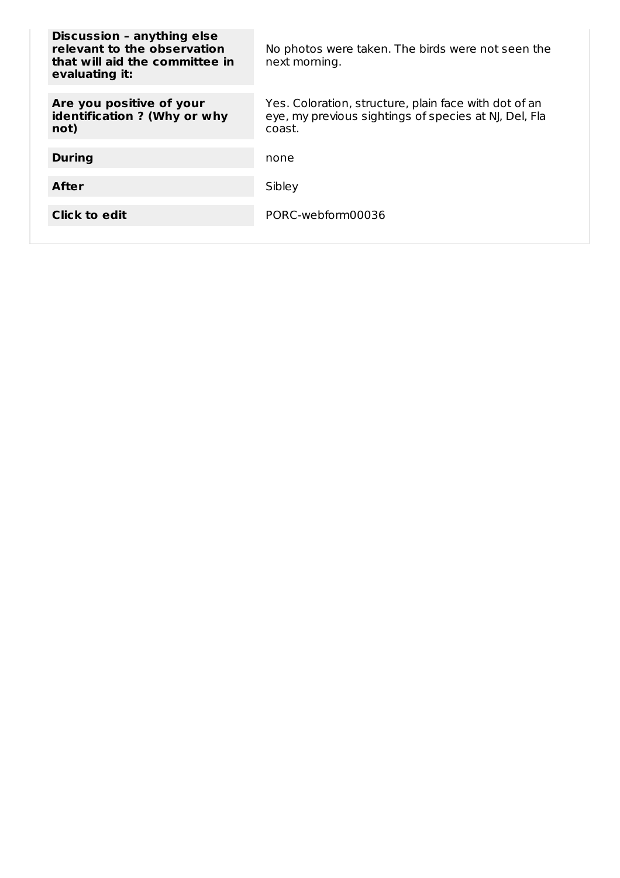| | |
|---|---|
| **Discussion – anything else relevant to the observation that will aid the committee in evaluating it:** | No photos were taken. The birds were not seen the next morning. |
| **Are you positive of your identification ? (Why or why not)** | Yes. Coloration, structure, plain face with dot of an eye, my previous sightings of species at NJ, Del, Fla coast. |
| **During** | none |
| **After** | Sibley |
| **Click to edit** | PORC-webform00036 |